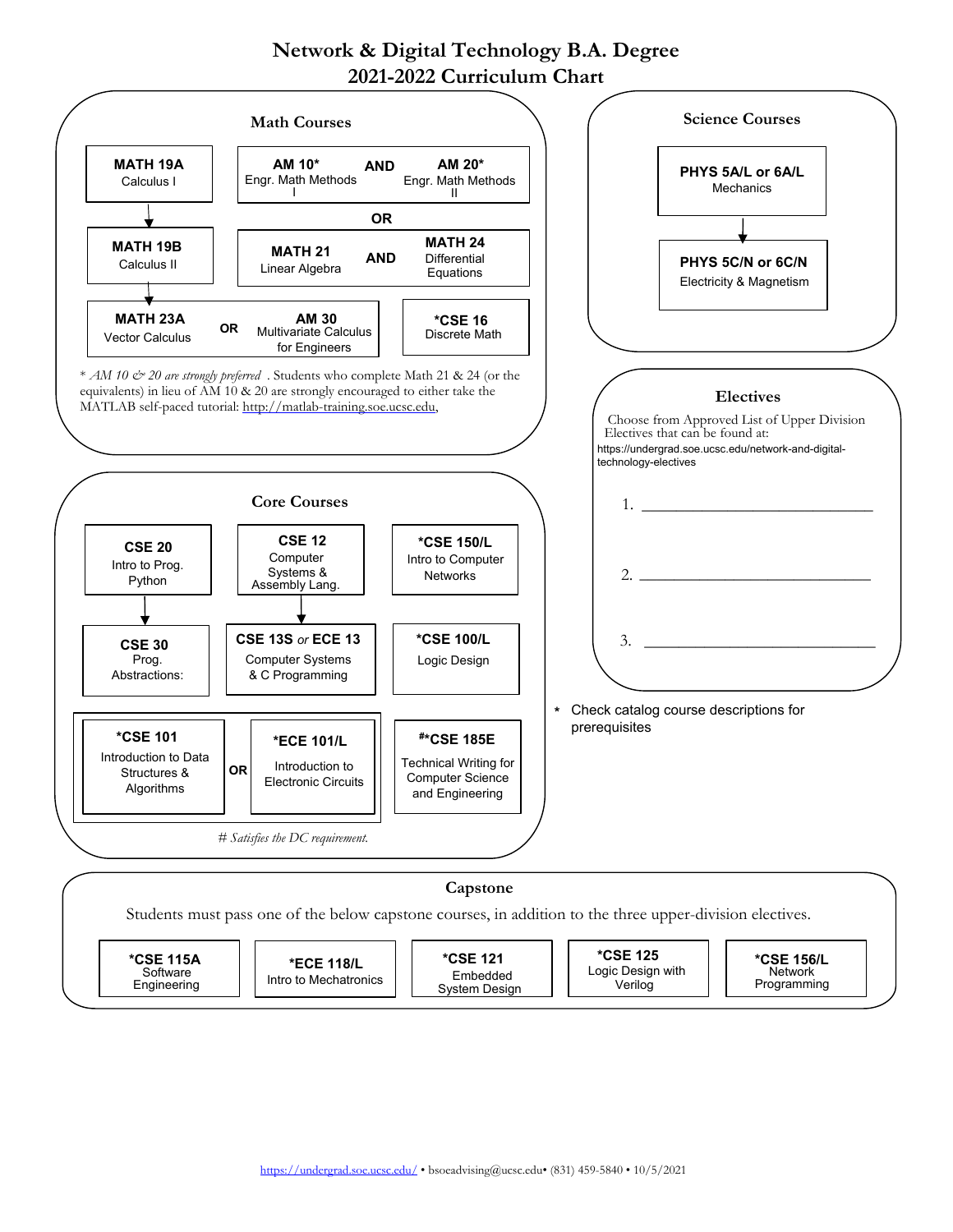# Network & Digital Technology B.A. Degree
# 2021-2022 Curriculum Chart

## Math Courses

- **MATH 19A** Calculus I
  - ↓ **MATH 19B** Calculus II
    - ↓ **MATH 23A** Vector Calculus **OR** **AM 30** Multivariate Calculus for Engineers

- **AM 10*** Engr. Math Methods I **AND** **AM 20*** Engr. Math Methods II

  **OR**

  **MATH 21** Linear Algebra **AND** **MATH 24** Differential Equations

- ***CSE 16** Discrete Math

\* *AM 10 & 20 are strongly preferred* . Students who complete Math 21 & 24 (or the equivalents) in lieu of AM 10 & 20 are strongly encouraged to either take the MATLAB self-paced tutorial: http://matlab-training.soe.ucsc.edu,

## Science Courses

- **PHYS 5A/L or 6A/L** Mechanics
  - ↓ **PHYS 5C/N or 6C/N** Electricity & Magnetism

## Electives

Choose from Approved List of Upper Division Electives that can be found at:
https://undergrad.soe.ucsc.edu/network-and-digital-technology-electives

1. ______________________________
2. ______________________________
3. ______________________________

\* Check catalog course descriptions for prerequisites

## Core Courses

- **CSE 20** Intro to Prog. Python
  - ↓ **CSE 30** Prog. Abstractions:
- **CSE 12** Computer Systems & Assembly Lang.
  - ↓ **CSE 13S** *or* **ECE 13** Computer Systems & C Programming
- ***CSE 150/L** Intro to Computer Networks
- ***CSE 100/L** Logic Design
- ***CSE 101** Introduction to Data Structures & Algorithms **OR** ***ECE 101/L** Introduction to Electronic Circuits
- **#*CSE 185E** Technical Writing for Computer Science and Engineering

*# Satisfies the DC requirement.*

## Capstone

Students must pass one of the below capstone courses, in addition to the three upper-division electives.

- ***CSE 115A** Software Engineering
- ***ECE 118/L** Intro to Mechatronics
- ***CSE 121** Embedded System Design
- ***CSE 125** Logic Design with Verilog
- ***CSE 156/L** Network Programming

https://undergrad.soe.ucsc.edu/ • bsoeadvising@ucsc.edu• (831) 459-5840 • 10/5/2021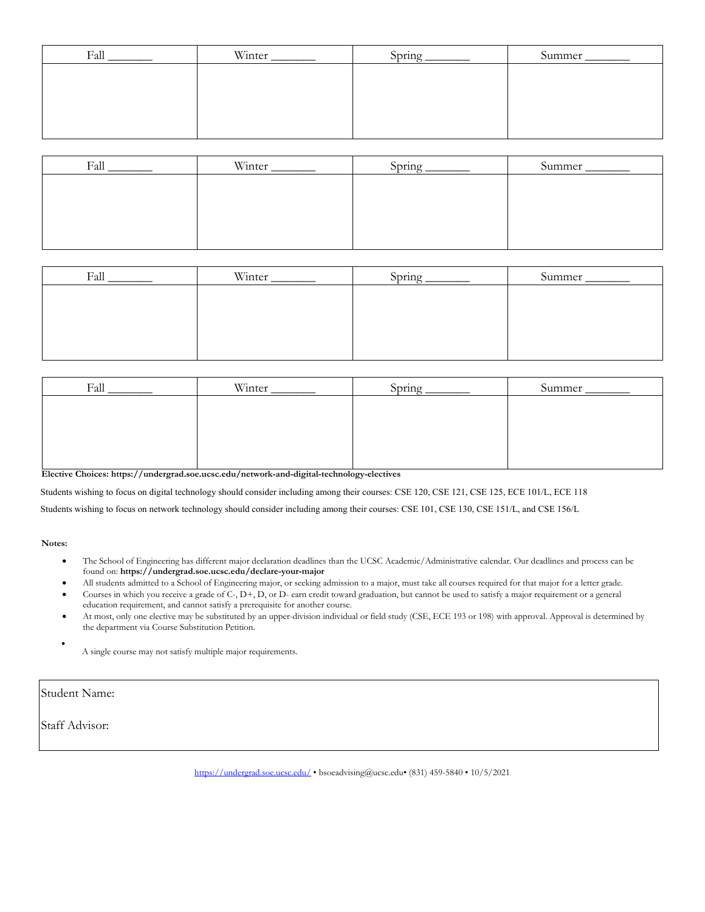| Fall _______ | Winter _______ | Spring _______ | Summer _______ |
|---|---|---|---|
| | | | |

| Fall _______ | Winter _______ | Spring _______ | Summer _______ |
|---|---|---|---|
| | | | |

| Fall _______ | Winter _______ | Spring _______ | Summer _______ |
|---|---|---|---|
| | | | |

| Fall _______ | Winter _______ | Spring _______ | Summer _______ |
|---|---|---|---|
| | | | |

**Elective Choices: https://undergrad.soe.ucsc.edu/network-and-digital-technology-electives**

Students wishing to focus on digital technology should consider including among their courses: CSE 120, CSE 121, CSE 125, ECE 101/L, ECE 118

Students wishing to focus on network technology should consider including among their courses: CSE 101, CSE 130, CSE 151/L, and CSE 156/L

**Notes:**

- The School of Engineering has different major declaration deadlines than the UCSC Academic/Administrative calendar. Our deadlines and process can be found on: **https://undergrad.soe.ucsc.edu/declare-your-major**
- All students admitted to a School of Engineering major, or seeking admission to a major, must take all courses required for that major for a letter grade.
- Courses in which you receive a grade of C-, D+, D, or D- earn credit toward graduation, but cannot be used to satisfy a major requirement or a general education requirement, and cannot satisfy a prerequisite for another course.
- At most, only one elective may be substituted by an upper-division individual or field study (CSE, ECE 193 or 198) with approval. Approval is determined by the department via Course Substitution Petition.
- A single course may not satisfy multiple major requirements.

Student Name:

Staff Advisor:

https://undergrad.soe.ucsc.edu/ • bsoeadvising@ucsc.edu• (831) 459-5840 • 10/5/2021